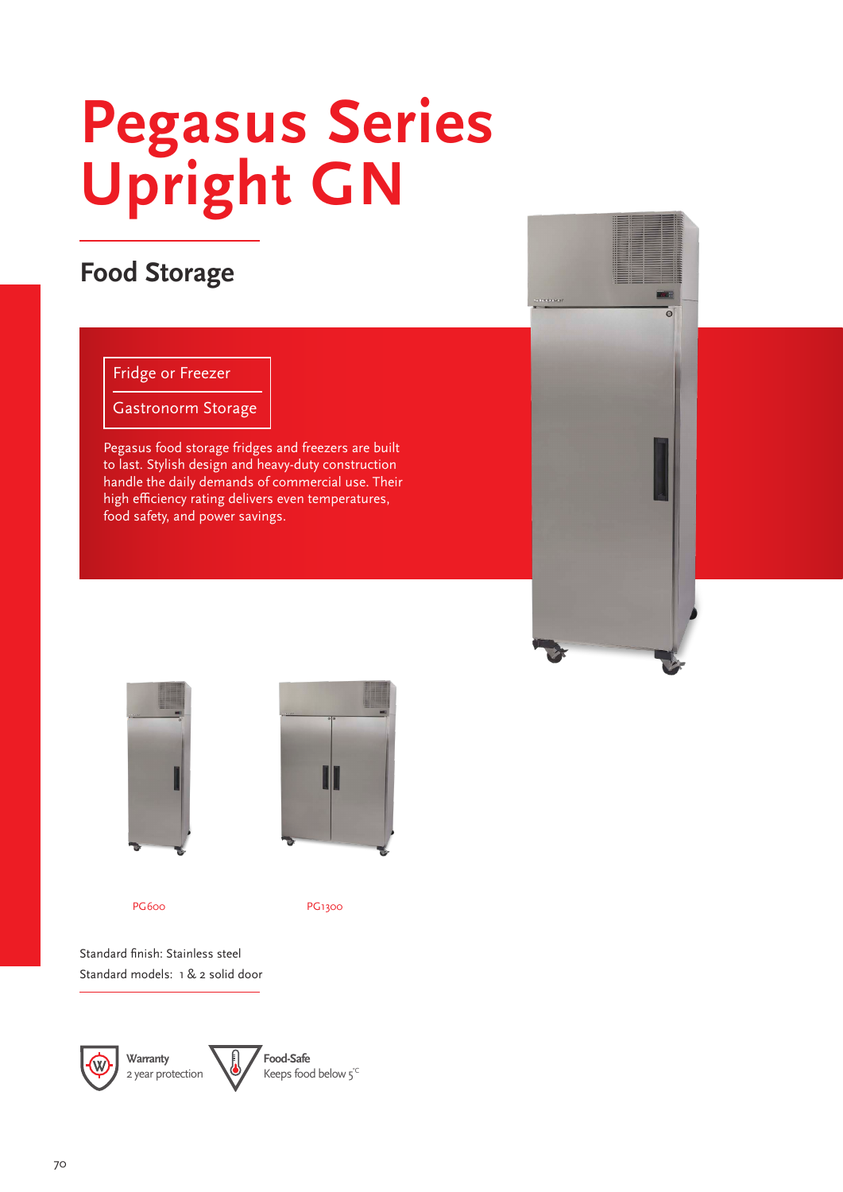# Pegasus Series Upright GN

## Food Storage

Fridge or Freezer

Gastronorm Storage

Pegasus food storage fridges and freezers are built to last. Stylish design and heavy-duty construction handle the daily demands of commercial use. Their high efficiency rating delivers even temperatures, food safety, and power savings.

PG600

PG1300

Standard finish: Stainless steel

Standard models: 1 & 2 solid door

**Warranty**
2 year protection

**Food-Safe**
Keeps food below 5°C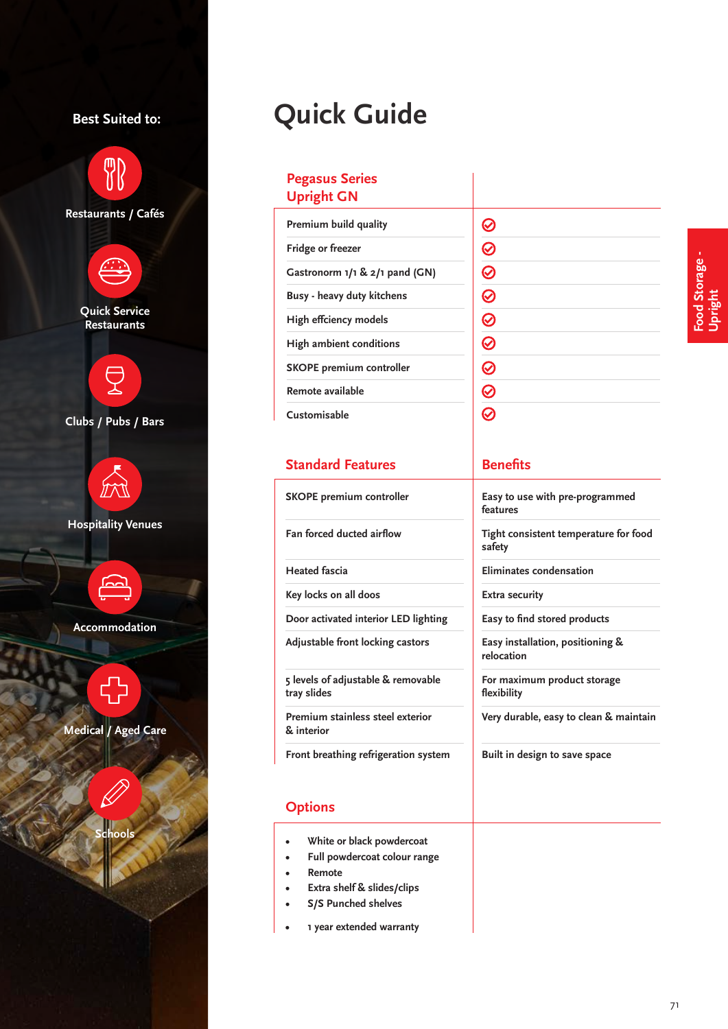**Best Suited to:**

- Restaurants / Cafés
- Quick Service Restaurants
- Clubs / Pubs / Bars
- Hospitality Venues
- Accommodation
- Medical / Aged Care
- Schools

# Quick Guide

| Pegasus Series Upright GN | |
|---|---|
| Premium build quality | ✓ |
| Fridge or freezer | ✓ |
| Gastronorm 1/1 & 2/1 pand (GN) | ✓ |
| Busy - heavy duty kitchens | ✓ |
| High effciency models | ✓ |
| High ambient conditions | ✓ |
| SKOPE premium controller | ✓ |
| Remote available | ✓ |
| Customisable | ✓ |

| Standard Features | Benefits |
|---|---|
| SKOPE premium controller | Easy to use with pre-programmed features |
| Fan forced ducted airflow | Tight consistent temperature for food safety |
| Heated fascia | Eliminates condensation |
| Key locks on all doos | Extra security |
| Door activated interior LED lighting | Easy to find stored products |
| Adjustable front locking castors | Easy installation, positioning & relocation |
| 5 levels of adjustable & removable tray slides | For maximum product storage flexibility |
| Premium stainless steel exterior & interior | Very durable, easy to clean & maintain |
| Front breathing refrigeration system | Built in design to save space |

## Options

- White or black powdercoat
- Full powdercoat colour range
- Remote
- Extra shelf & slides/clips
- S/S Punched shelves
- 1 year extended warranty

Food Storage - Upright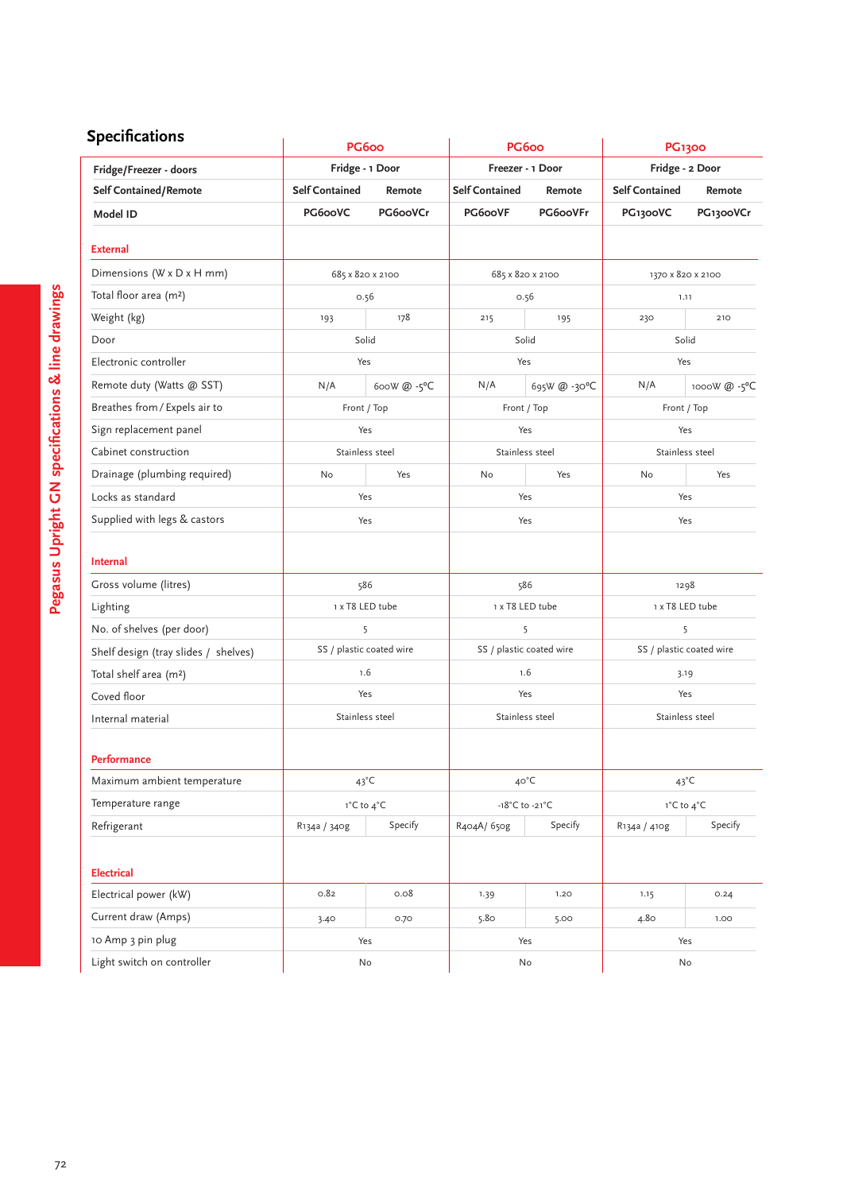## Specifications

| | PG600 | | PG600 | | PG1300 | |
|---|---|---|---|---|---|---|
| **Fridge/Freezer - doors** | **Fridge - 1 Door** | | **Freezer - 1 Door** | | **Fridge - 2 Door** | |
| **Self Contained/Remote** | **Self Contained** | **Remote** | **Self Contained** | **Remote** | **Self Contained** | **Remote** |
| **Model ID** | **PG600VC** | **PG600VCr** | **PG600VF** | **PG600VFr** | **PG1300VC** | **PG1300VCr** |
| **External** | | | | | | |
| Dimensions (W x D x H mm) | 685 x 820 x 2100 | | 685 x 820 x 2100 | | 1370 x 820 x 2100 | |
| Total floor area (m²) | 0.56 | | 0.56 | | 1.11 | |
| Weight (kg) | 193 | 178 | 215 | 195 | 230 | 210 |
| Door | Solid | | Solid | | Solid | |
| Electronic controller | Yes | | Yes | | Yes | |
| Remote duty (Watts @ SST) | N/A | 600W @ -5°C | N/A | 695W @ -30°C | N/A | 1000W @ -5°C |
| Breathes from / Expels air to | Front / Top | | Front / Top | | Front / Top | |
| Sign replacement panel | Yes | | Yes | | Yes | |
| Cabinet construction | Stainless steel | | Stainless steel | | Stainless steel | |
| Drainage (plumbing required) | No | Yes | No | Yes | No | Yes |
| Locks as standard | Yes | | Yes | | Yes | |
| Supplied with legs & castors | Yes | | Yes | | Yes | |
| **Internal** | | | | | | |
| Gross volume (litres) | 586 | | 586 | | 1298 | |
| Lighting | 1 x T8 LED tube | | 1 x T8 LED tube | | 1 x T8 LED tube | |
| No. of shelves (per door) | 5 | | 5 | | 5 | |
| Shelf design (tray slides / shelves) | SS / plastic coated wire | | SS / plastic coated wire | | SS / plastic coated wire | |
| Total shelf area (m²) | 1.6 | | 1.6 | | 3.19 | |
| Coved floor | Yes | | Yes | | Yes | |
| Internal material | Stainless steel | | Stainless steel | | Stainless steel | |
| **Performance** | | | | | | |
| Maximum ambient temperature | 43°C | | 40°C | | 43°C | |
| Temperature range | 1°C to 4°C | | -18°C to -21°C | | 1°C to 4°C | |
| Refrigerant | R134a / 340g | Specify | R404A/ 650g | Specify | R134a / 410g | Specify |
| **Electrical** | | | | | | |
| Electrical power (kW) | 0.82 | 0.08 | 1.39 | 1.20 | 1.15 | 0.24 |
| Current draw (Amps) | 3.40 | 0.70 | 5.80 | 5.00 | 4.80 | 1.00 |
| 10 Amp 3 pin plug | Yes | | Yes | | Yes | |
| Light switch on controller | No | | No | | No | |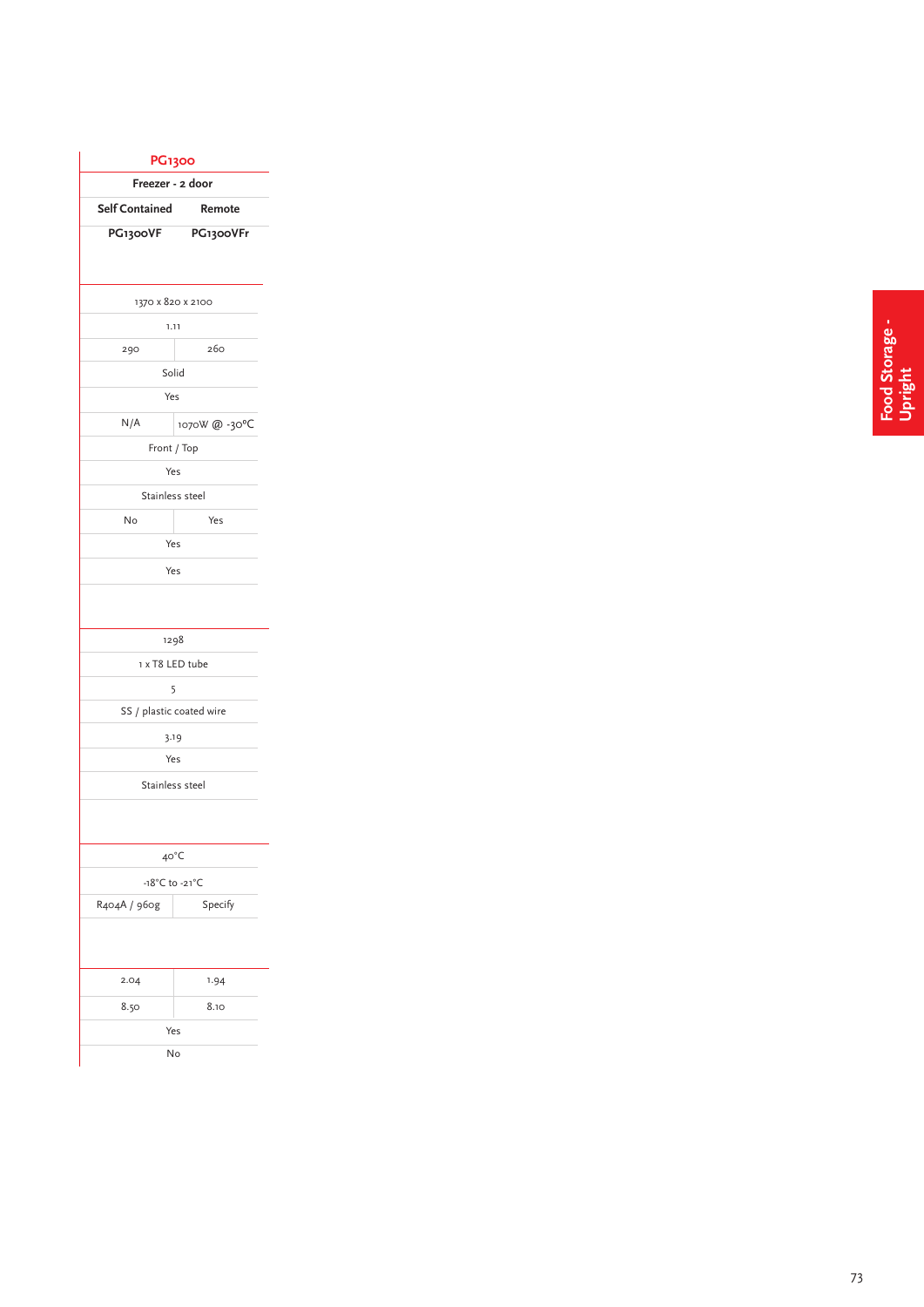| PG1300 | |
|---|---|
| Freezer - 2 door | |
| Self Contained | Remote |
| PG1300VF | PG1300VFr |
| | |
| 1370 x 820 x 2100 | |
| 1.11 | |
| 290 | 260 |
| Solid | |
| Yes | |
| N/A | 1070W @ -30°C |
| Front / Top | |
| Yes | |
| Stainless steel | |
| No | Yes |
| Yes | |
| Yes | |
| | |
| 1298 | |
| 1 x T8 LED tube | |
| 5 | |
| SS / plastic coated wire | |
| 3.19 | |
| Yes | |
| Stainless steel | |
| | |
| 40°C | |
| -18°C to -21°C | |
| R404A / 960g | Specify |
| | |
| 2.04 | 1.94 |
| 8.50 | 8.10 |
| Yes | |
| No | |

Food Storage - Upright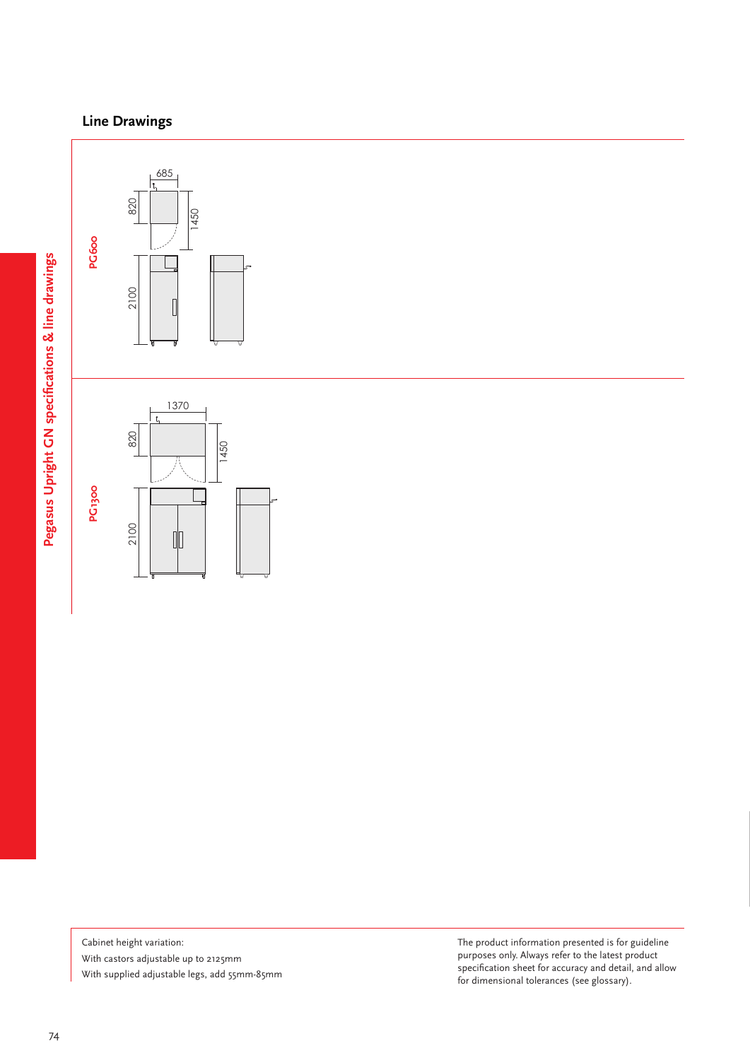## Line Drawings

**PG600**

685

820

1450

2100

**PG1300**

1370

820

1450

2100

Cabinet height variation:

With castors adjustable up to 2125mm

With supplied adjustable legs, add 55mm-85mm

The product information presented is for guideline purposes only. Always refer to the latest product specification sheet for accuracy and detail, and allow for dimensional tolerances (see glossary).